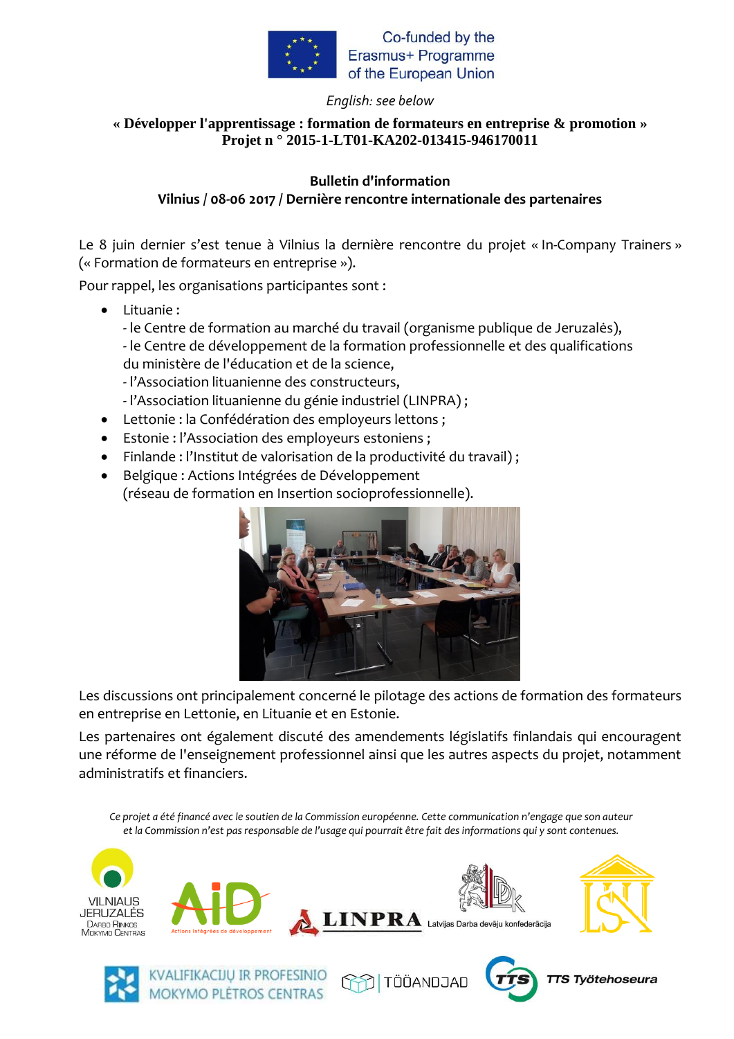Co-funded by the Erasmus+ Programme of the European Union

*English: see below*

**« Développer l'apprentissage : formation de formateurs en entreprise & promotion »**
**Projet n ° 2015-1-LT01-KA202-013415-946170011**

**Bulletin d'information**
**Vilnius / 08-06 2017 / Dernière rencontre internationale des partenaires**

Le 8 juin dernier s'est tenue à Vilnius la dernière rencontre du projet « In-Company Trainers » (« Formation de formateurs en entreprise »).

Pour rappel, les organisations participantes sont :

- Lituanie :
  - le Centre de formation au marché du travail (organisme publique de Jeruzalės),
  - le Centre de développement de la formation professionnelle et des qualifications du ministère de l'éducation et de la science,
  - l'Association lituanienne des constructeurs,
  - l'Association lituanienne du génie industriel (LINPRA) ;
- Lettonie : la Confédération des employeurs lettons ;
- Estonie : l'Association des employeurs estoniens ;
- Finlande : l'Institut de valorisation de la productivité du travail) ;
- Belgique : Actions Intégrées de Développement (réseau de formation en Insertion socioprofessionnelle).

Les discussions ont principalement concerné le pilotage des actions de formation des formateurs en entreprise en Lettonie, en Lituanie et en Estonie.

Les partenaires ont également discuté des amendements législatifs finlandais qui encouragent une réforme de l'enseignement professionnel ainsi que les autres aspects du projet, notamment administratifs et financiers.

*Ce projet a été financé avec le soutien de la Commission européenne. Cette communication n'engage que son auteur et la Commission n'est pas responsable de l'usage qui pourrait être fait des informations qui y sont contenues.*

VILNIAUS JERUZALĖS DARBO RINKOS MOKYMO CENTRAS

AiD Actions Intégrées de développement

LINPRA

LDK Latvijas Darba devēju konfederācija

LSN

KVALIFIKACIJŲ IR PROFESINIO MOKYMO PLĖTROS CENTRAS

TÖÖANDJAD

TTS Työtehoseura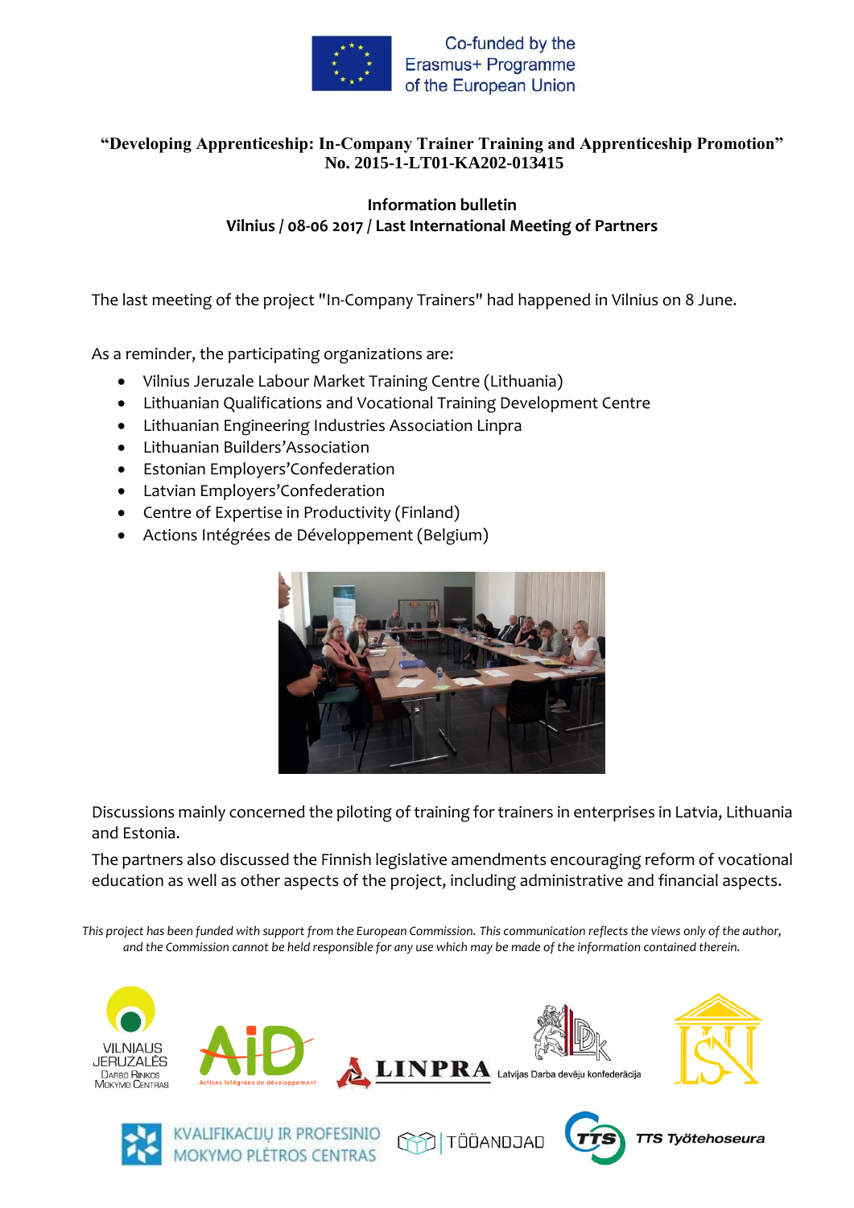Co-funded by the Erasmus+ Programme of the European Union

**“Developing Apprenticeship: In-Company Trainer Training and Apprenticeship Promotion”**
**No. 2015-1-LT01-KA202-013415**

**Information bulletin**
**Vilnius / 08-06 2017 / Last International Meeting of Partners**

The last meeting of the project "In-Company Trainers" had happened in Vilnius on 8 June.

As a reminder, the participating organizations are:

- Vilnius Jeruzale Labour Market Training Centre (Lithuania)
- Lithuanian Qualifications and Vocational Training Development Centre
- Lithuanian Engineering Industries Association Linpra
- Lithuanian Builders’Association
- Estonian Employers’Confederation
- Latvian Employers’Confederation
- Centre of Expertise in Productivity (Finland)
- Actions Intégrées de Développement (Belgium)

Discussions mainly concerned the piloting of training for trainers in enterprises in Latvia, Lithuania and Estonia.

The partners also discussed the Finnish legislative amendments encouraging reform of vocational education as well as other aspects of the project, including administrative and financial aspects.

*This project has been funded with support from the European Commission. This communication reflects the views only of the author, and the Commission cannot be held responsible for any use which may be made of the information contained therein.*

VILNIAUS JERUZALĖS DARBO RINKOS MOKYMO CENTRAS

AiD Actions Intégrées de développement

LINPRA

Latvijas Darba devēju konfederācija

KVALIFIKACIJŲ IR PROFESINIO MOKYMO PLĖTROS CENTRAS

TÖÖANDJAD

TTS Työtehoseura